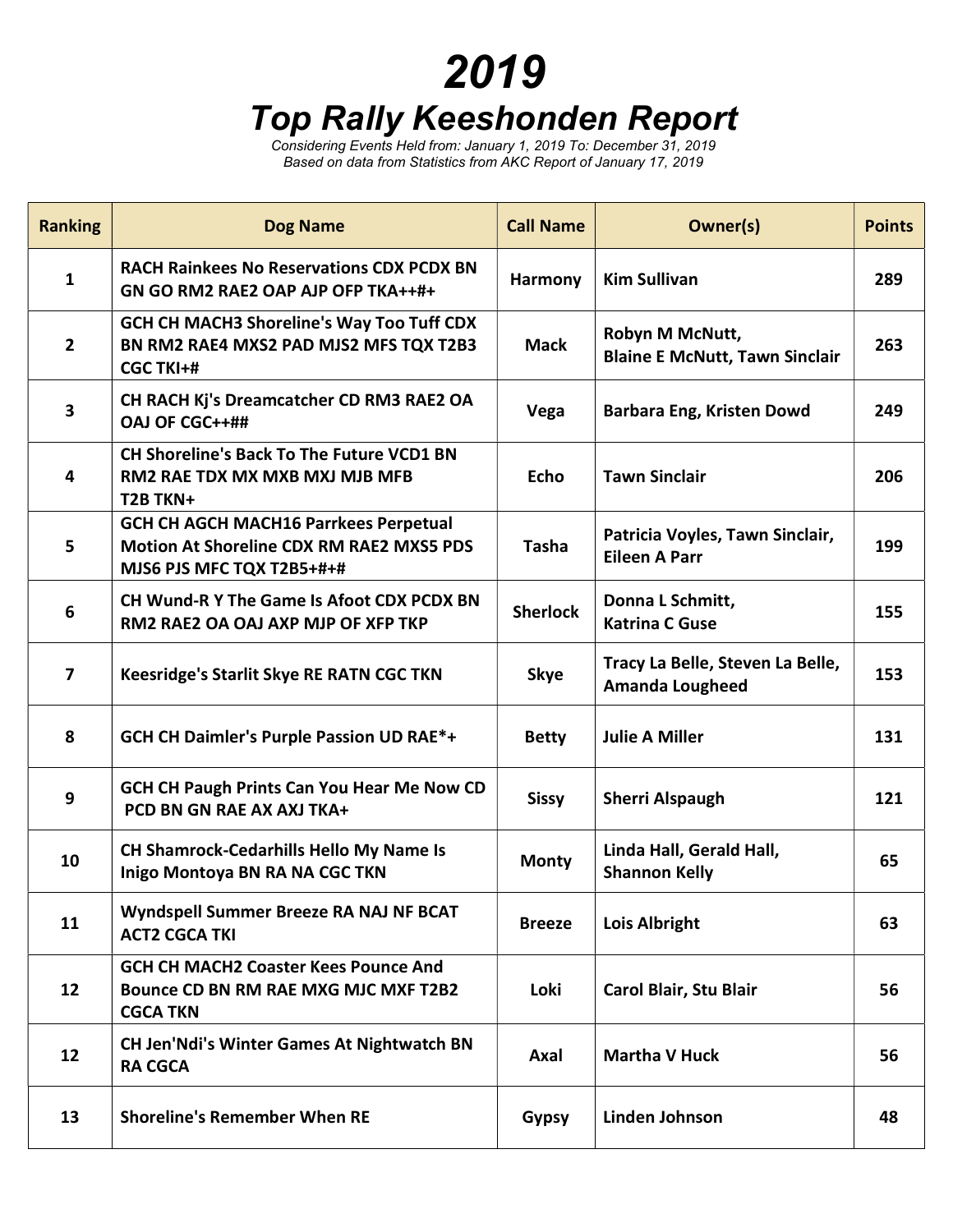# 2019

## Top Rally Keeshonden Report

*Considering Events Held from: January 1, 2019 To: December 31, 2019*
*Based on data from Statistics from AKC Report of January 17, 2019*

| Ranking | Dog Name | Call Name | Owner(s) | Points |
|---|---|---|---|---|
| 1 | RACH Rainkees No Reservations CDX PCDX BN GN GO RM2 RAE2 OAP AJP OFP TKA++#+ | Harmony | Kim Sullivan | 289 |
| 2 | GCH CH MACH3 Shoreline's Way Too Tuff CDX BN RM2 RAE4 MXS2 PAD MJS2 MFS TQX T2B3 CGC TKI+# | Mack | Robyn M McNutt, Blaine E McNutt, Tawn Sinclair | 263 |
| 3 | CH RACH Kj's Dreamcatcher CD RM3 RAE2 OA OAJ OF CGC++## | Vega | Barbara Eng, Kristen Dowd | 249 |
| 4 | CH Shoreline's Back To The Future VCD1 BN RM2 RAE TDX MX MXB MXJ MJB MFB T2B TKN+ | Echo | Tawn Sinclair | 206 |
| 5 | GCH CH AGCH MACH16 Parrkees Perpetual Motion At Shoreline CDX RM RAE2 MXS5 PDS MJS6 PJS MFC TQX T2B5+#+# | Tasha | Patricia Voyles, Tawn Sinclair, Eileen A Parr | 199 |
| 6 | CH Wund-R Y The Game Is Afoot CDX PCDX BN RM2 RAE2 OA OAJ AXP MJP OF XFP TKP | Sherlock | Donna L Schmitt, Katrina C Guse | 155 |
| 7 | Keesridge's Starlit Skye RE RATN CGC TKN | Skye | Tracy La Belle, Steven La Belle, Amanda Lougheed | 153 |
| 8 | GCH CH Daimler's Purple Passion UD RAE*+ | Betty | Julie A Miller | 131 |
| 9 | GCH CH Paugh Prints Can You Hear Me Now CD PCD BN GN RAE AX AXJ TKA+ | Sissy | Sherri Alspaugh | 121 |
| 10 | CH Shamrock-Cedarhills Hello My Name Is Inigo Montoya BN RA NA CGC TKN | Monty | Linda Hall, Gerald Hall, Shannon Kelly | 65 |
| 11 | Wyndspell Summer Breeze RA NAJ NF BCAT ACT2 CGCA TKI | Breeze | Lois Albright | 63 |
| 12 | GCH CH MACH2 Coaster Kees Pounce And Bounce CD BN RM RAE MXG MJC MXF T2B2 CGCA TKN | Loki | Carol Blair, Stu Blair | 56 |
| 12 | CH Jen'Ndi's Winter Games At Nightwatch BN RA CGCA | Axal | Martha V Huck | 56 |
| 13 | Shoreline's Remember When RE | Gypsy | Linden Johnson | 48 |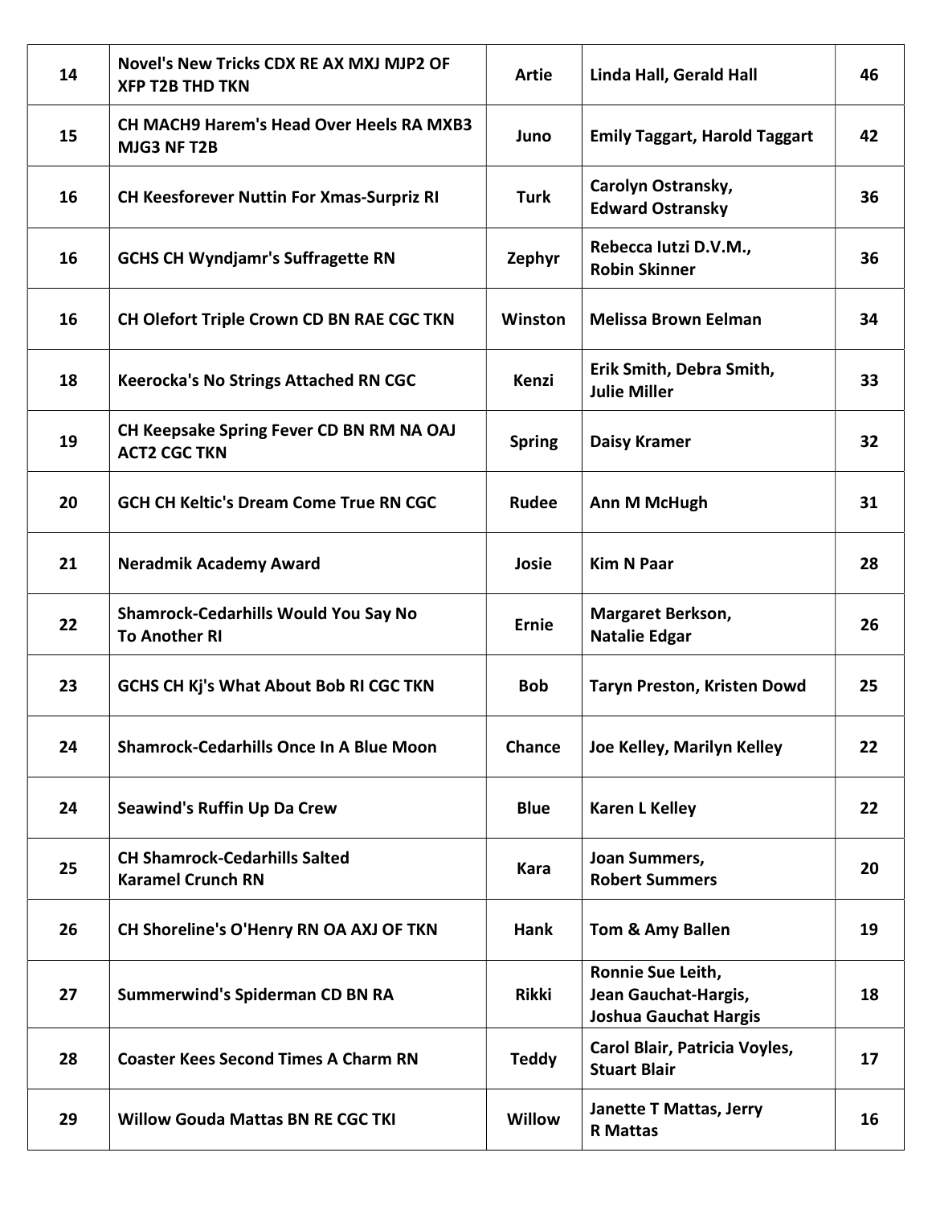| | | | | |
|---|---|---|---|---|
| **14** | **Novel's New Tricks CDX RE AX MXJ MJP2 OF XFP T2B THD TKN** | **Artie** | **Linda Hall, Gerald Hall** | **46** |
| **15** | **CH MACH9 Harem's Head Over Heels RA MXB3 MJG3 NF T2B** | **Juno** | **Emily Taggart, Harold Taggart** | **42** |
| **16** | **CH Keesforever Nuttin For Xmas-Surpriz RI** | **Turk** | **Carolyn Ostransky, Edward Ostransky** | **36** |
| **16** | **GCHS CH Wyndjamr's Suffragette RN** | **Zephyr** | **Rebecca Iutzi D.V.M., Robin Skinner** | **36** |
| **16** | **CH Olefort Triple Crown CD BN RAE CGC TKN** | **Winston** | **Melissa Brown Eelman** | **34** |
| **18** | **Keerocka's No Strings Attached RN CGC** | **Kenzi** | **Erik Smith, Debra Smith, Julie Miller** | **33** |
| **19** | **CH Keepsake Spring Fever CD BN RM NA OAJ ACT2 CGC TKN** | **Spring** | **Daisy Kramer** | **32** |
| **20** | **GCH CH Keltic's Dream Come True RN CGC** | **Rudee** | **Ann M McHugh** | **31** |
| **21** | **Neradmik Academy Award** | **Josie** | **Kim N Paar** | **28** |
| **22** | **Shamrock-Cedarhills Would You Say No To Another RI** | **Ernie** | **Margaret Berkson, Natalie Edgar** | **26** |
| **23** | **GCHS CH Kj's What About Bob RI CGC TKN** | **Bob** | **Taryn Preston, Kristen Dowd** | **25** |
| **24** | **Shamrock-Cedarhills Once In A Blue Moon** | **Chance** | **Joe Kelley, Marilyn Kelley** | **22** |
| **24** | **Seawind's Ruffin Up Da Crew** | **Blue** | **Karen L Kelley** | **22** |
| **25** | **CH Shamrock-Cedarhills Salted Karamel Crunch RN** | **Kara** | **Joan Summers, Robert Summers** | **20** |
| **26** | **CH Shoreline's O'Henry RN OA AXJ OF TKN** | **Hank** | **Tom & Amy Ballen** | **19** |
| **27** | **Summerwind's Spiderman CD BN RA** | **Rikki** | **Ronnie Sue Leith, Jean Gauchat-Hargis, Joshua Gauchat Hargis** | **18** |
| **28** | **Coaster Kees Second Times A Charm RN** | **Teddy** | **Carol Blair, Patricia Voyles, Stuart Blair** | **17** |
| **29** | **Willow Gouda Mattas BN RE CGC TKI** | **Willow** | **Janette T Mattas, Jerry R Mattas** | **16** |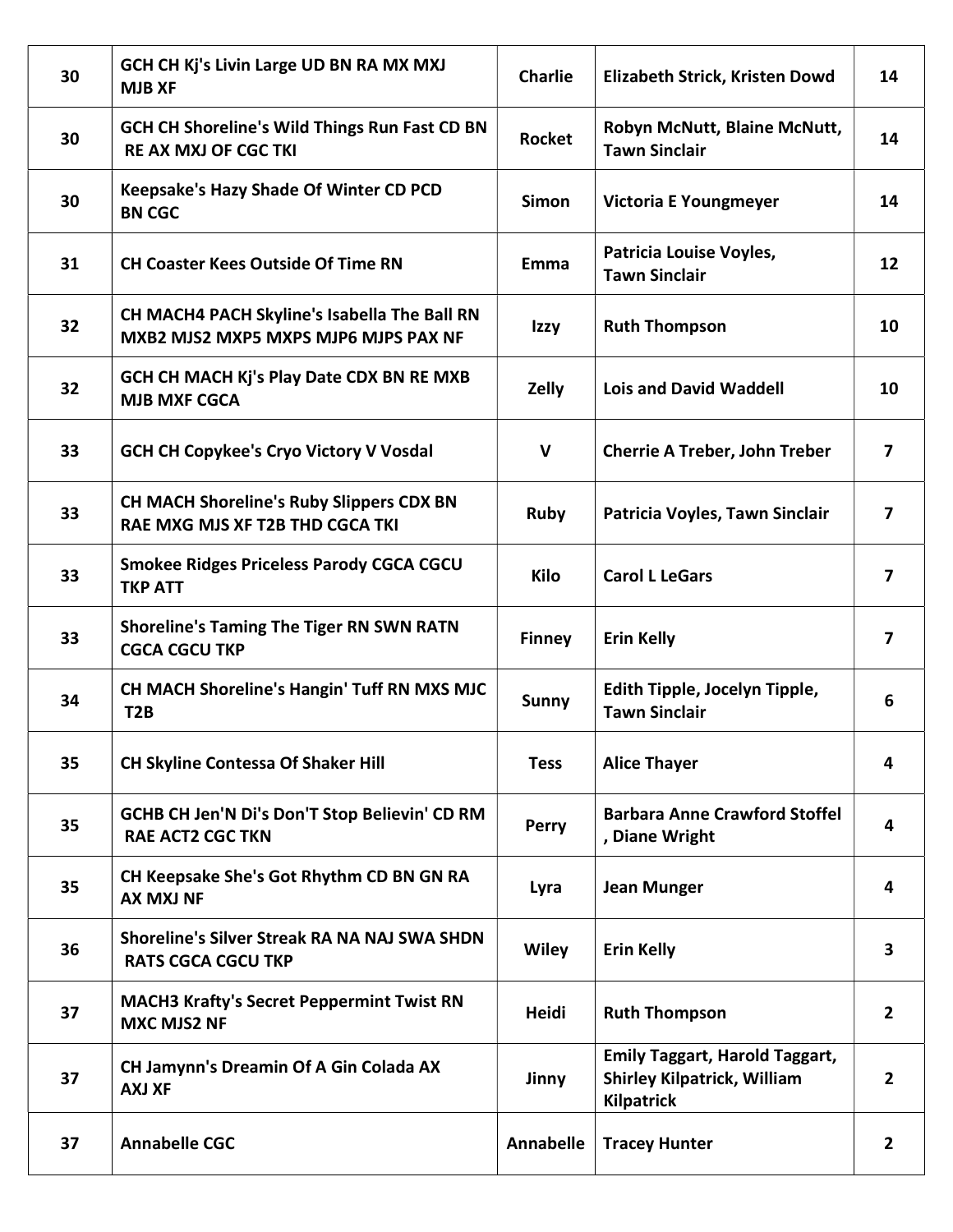| 30 | GCH CH Kj's Livin Large UD BN RA MX MXJ MJB XF | Charlie | Elizabeth Strick, Kristen Dowd | 14 |
|---|---|---|---|---|
| 30 | GCH CH Shoreline's Wild Things Run Fast CD BN RE AX MXJ OF CGC TKI | Rocket | Robyn McNutt, Blaine McNutt, Tawn Sinclair | 14 |
| 30 | Keepsake's Hazy Shade Of Winter CD PCD BN CGC | Simon | Victoria E Youngmeyer | 14 |
| 31 | CH Coaster Kees Outside Of Time RN | Emma | Patricia Louise Voyles, Tawn Sinclair | 12 |
| 32 | CH MACH4 PACH Skyline's Isabella The Ball RN MXB2 MJS2 MXP5 MXPS MJP6 MJPS PAX NF | Izzy | Ruth Thompson | 10 |
| 32 | GCH CH MACH Kj's Play Date CDX BN RE MXB MJB MXF CGCA | Zelly | Lois and David Waddell | 10 |
| 33 | GCH CH Copykee's Cryo Victory V Vosdal | V | Cherrie A Treber, John Treber | 7 |
| 33 | CH MACH Shoreline's Ruby Slippers CDX BN RAE MXG MJS XF T2B THD CGCA TKI | Ruby | Patricia Voyles, Tawn Sinclair | 7 |
| 33 | Smokee Ridges Priceless Parody CGCA CGCU TKP ATT | Kilo | Carol L LeGars | 7 |
| 33 | Shoreline's Taming The Tiger RN SWN RATN CGCA CGCU TKP | Finney | Erin Kelly | 7 |
| 34 | CH MACH Shoreline's Hangin' Tuff RN MXS MJC T2B | Sunny | Edith Tipple, Jocelyn Tipple, Tawn Sinclair | 6 |
| 35 | CH Skyline Contessa Of Shaker Hill | Tess | Alice Thayer | 4 |
| 35 | GCHB CH Jen'N Di's Don'T Stop Believin' CD RM RAE ACT2 CGC TKN | Perry | Barbara Anne Crawford Stoffel , Diane Wright | 4 |
| 35 | CH Keepsake She's Got Rhythm CD BN GN RA AX MXJ NF | Lyra | Jean Munger | 4 |
| 36 | Shoreline's Silver Streak RA NA NAJ SWA SHDN RATS CGCA CGCU TKP | Wiley | Erin Kelly | 3 |
| 37 | MACH3 Krafty's Secret Peppermint Twist RN MXC MJS2 NF | Heidi | Ruth Thompson | 2 |
| 37 | CH Jamynn's Dreamin Of A Gin Colada AX AXJ XF | Jinny | Emily Taggart, Harold Taggart, Shirley Kilpatrick, William Kilpatrick | 2 |
| 37 | Annabelle CGC | Annabelle | Tracey Hunter | 2 |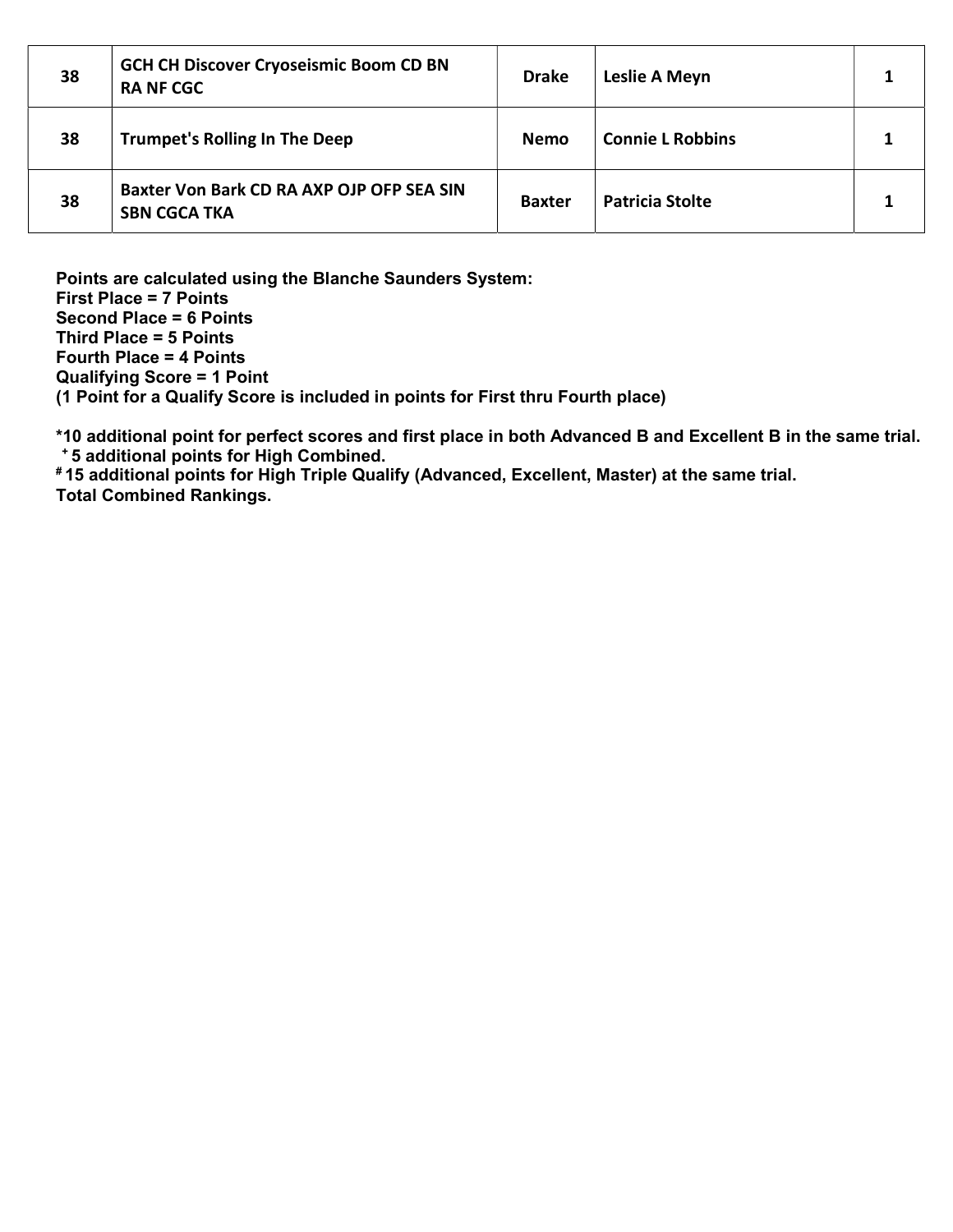| | | | | |
|---|---|---|---|---|
| 38 | GCH CH Discover Cryoseismic Boom CD BN RA NF CGC | Drake | Leslie A Meyn | 1 |
| 38 | Trumpet's Rolling In The Deep | Nemo | Connie L Robbins | 1 |
| 38 | Baxter Von Bark CD RA AXP OJP OFP SEA SIN SBN CGCA TKA | Baxter | Patricia Stolte | 1 |

**Points are calculated using the Blanche Saunders System:**
**First Place = 7 Points**
**Second Place = 6 Points**
**Third Place = 5 Points**
**Fourth Place = 4 Points**
**Qualifying Score = 1 Point**
**(1 Point for a Qualify Score is included in points for First thru Fourth place)**

**\*10 additional point for perfect scores and first place in both Advanced B and Excellent B in the same trial.**
**+ 5 additional points for High Combined.**
**# 15 additional points for High Triple Qualify (Advanced, Excellent, Master) at the same trial.**
**Total Combined Rankings.**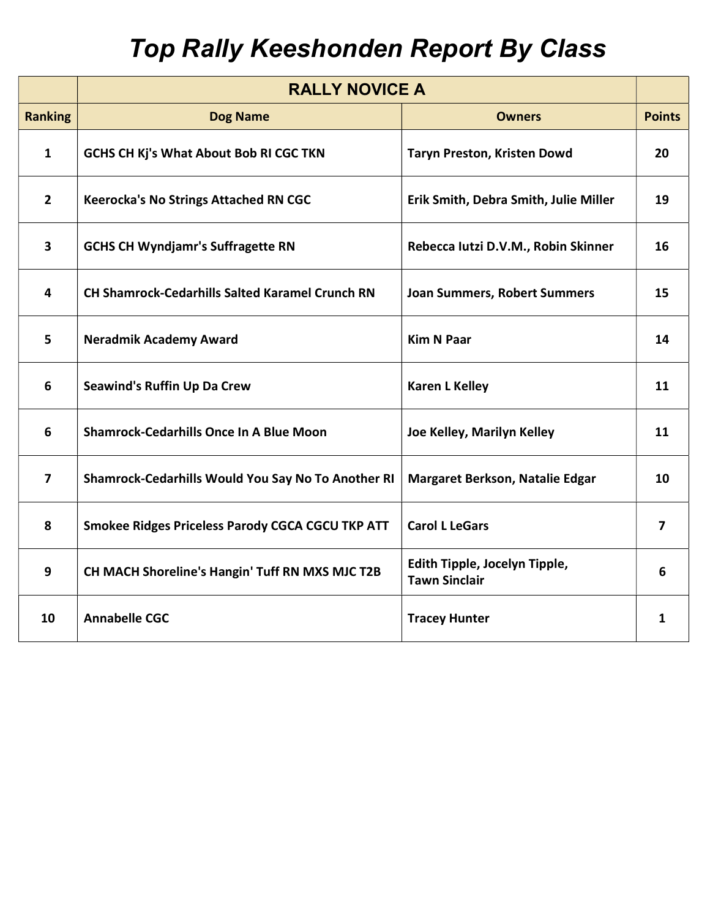# Top Rally Keeshonden Report By Class

| | RALLY NOVICE A | | |
|---|---|---|---|
| **Ranking** | **Dog Name** | **Owners** | **Points** |
| 1 | GCHS CH Kj's What About Bob RI CGC TKN | Taryn Preston, Kristen Dowd | 20 |
| 2 | Keerocka's No Strings Attached RN CGC | Erik Smith, Debra Smith, Julie Miller | 19 |
| 3 | GCHS CH Wyndjamr's Suffragette RN | Rebecca Iutzi D.V.M., Robin Skinner | 16 |
| 4 | CH Shamrock-Cedarhills Salted Karamel Crunch RN | Joan Summers, Robert Summers | 15 |
| 5 | Neradmik Academy Award | Kim N Paar | 14 |
| 6 | Seawind's Ruffin Up Da Crew | Karen L Kelley | 11 |
| 6 | Shamrock-Cedarhills Once In A Blue Moon | Joe Kelley, Marilyn Kelley | 11 |
| 7 | Shamrock-Cedarhills Would You Say No To Another RI | Margaret Berkson, Natalie Edgar | 10 |
| 8 | Smokee Ridges Priceless Parody CGCA CGCU TKP ATT | Carol L LeGars | 7 |
| 9 | CH MACH Shoreline's Hangin' Tuff RN MXS MJC T2B | Edith Tipple, Jocelyn Tipple, Tawn Sinclair | 6 |
| 10 | Annabelle CGC | Tracey Hunter | 1 |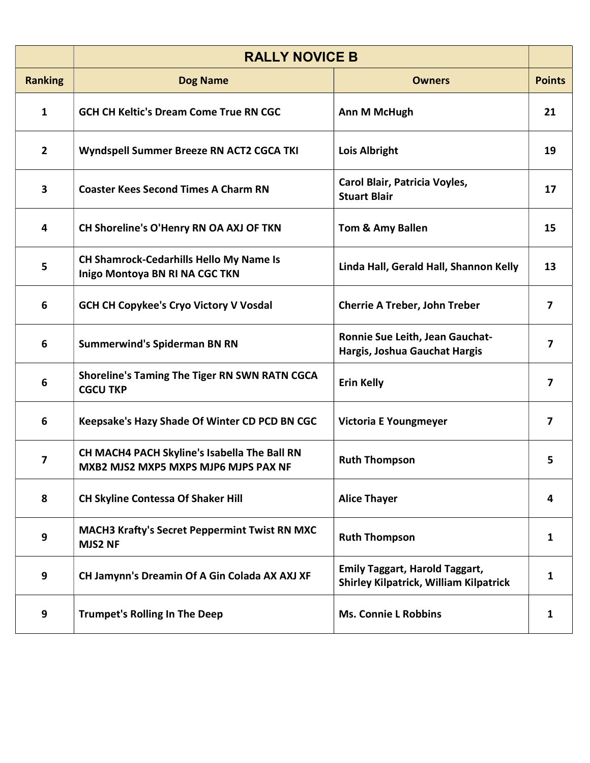| | RALLY NOVICE B | | |
|---|---|---|---|
| **Ranking** | **Dog Name** | **Owners** | **Points** |
| 1 | GCH CH Keltic's Dream Come True RN CGC | Ann M McHugh | 21 |
| 2 | Wyndspell Summer Breeze RN ACT2 CGCA TKI | Lois Albright | 19 |
| 3 | Coaster Kees Second Times A Charm RN | Carol Blair, Patricia Voyles, Stuart Blair | 17 |
| 4 | CH Shoreline's O'Henry RN OA AXJ OF TKN | Tom & Amy Ballen | 15 |
| 5 | CH Shamrock-Cedarhills Hello My Name Is Inigo Montoya BN RI NA CGC TKN | Linda Hall, Gerald Hall, Shannon Kelly | 13 |
| 6 | GCH CH Copykee's Cryo Victory V Vosdal | Cherrie A Treber, John Treber | 7 |
| 6 | Summerwind's Spiderman BN RN | Ronnie Sue Leith, Jean Gauchat-Hargis, Joshua Gauchat Hargis | 7 |
| 6 | Shoreline's Taming The Tiger RN SWN RATN CGCA CGCU TKP | Erin Kelly | 7 |
| 6 | Keepsake's Hazy Shade Of Winter CD PCD BN CGC | Victoria E Youngmeyer | 7 |
| 7 | CH MACH4 PACH Skyline's Isabella The Ball RN MXB2 MJS2 MXP5 MXPS MJP6 MJPS PAX NF | Ruth Thompson | 5 |
| 8 | CH Skyline Contessa Of Shaker Hill | Alice Thayer | 4 |
| 9 | MACH3 Krafty's Secret Peppermint Twist RN MXC MJS2 NF | Ruth Thompson | 1 |
| 9 | CH Jamynn's Dreamin Of A Gin Colada AX AXJ XF | Emily Taggart, Harold Taggart, Shirley Kilpatrick, William Kilpatrick | 1 |
| 9 | Trumpet's Rolling In The Deep | Ms. Connie L Robbins | 1 |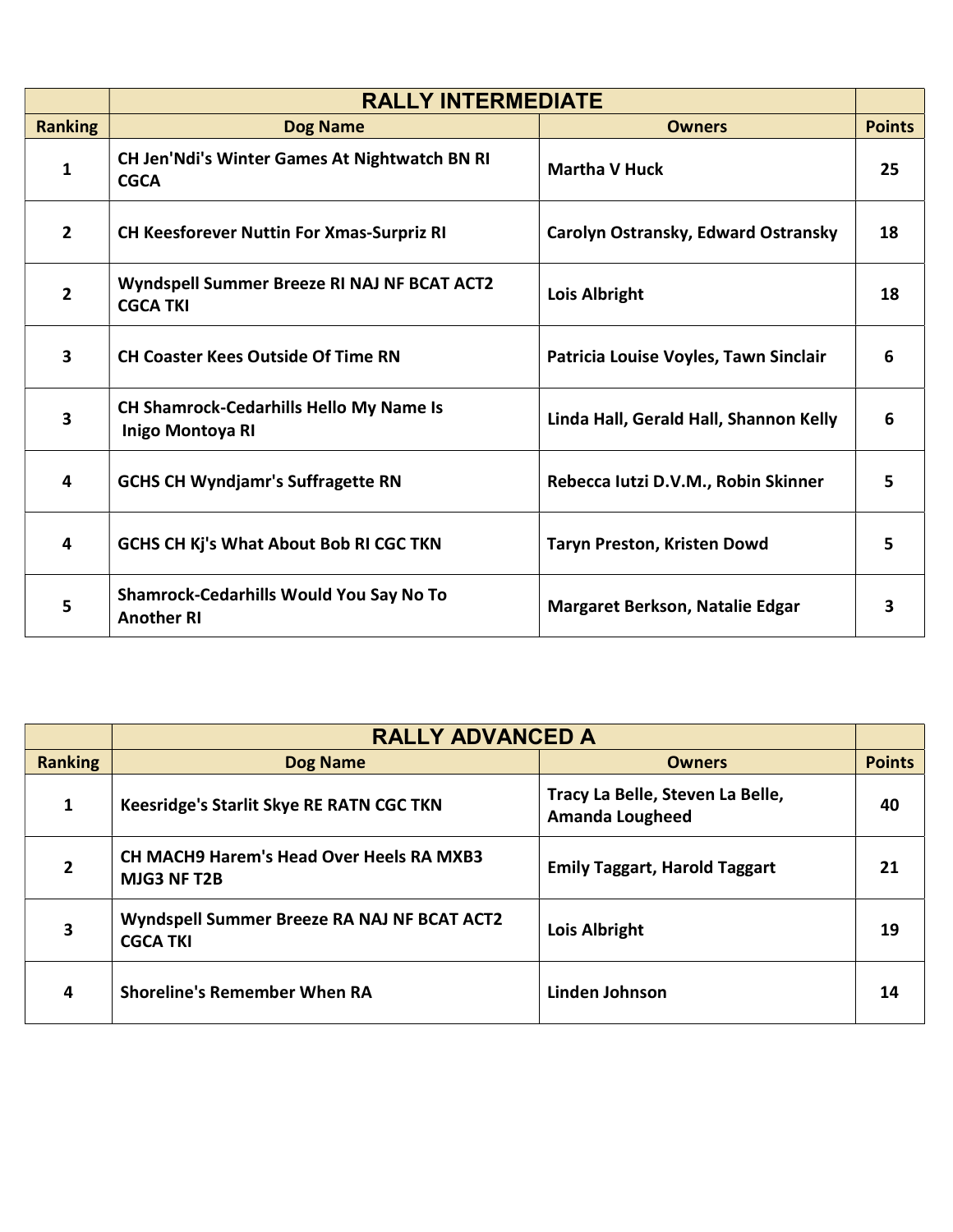| | RALLY INTERMEDIATE | | |
|---|---|---|---|
| **Ranking** | **Dog Name** | **Owners** | **Points** |
| 1 | CH Jen'Ndi's Winter Games At Nightwatch BN RI CGCA | Martha V Huck | 25 |
| 2 | CH Keesforever Nuttin For Xmas-Surpriz RI | Carolyn Ostransky, Edward Ostransky | 18 |
| 2 | Wyndspell Summer Breeze RI NAJ NF BCAT ACT2 CGCA TKI | Lois Albright | 18 |
| 3 | CH Coaster Kees Outside Of Time RN | Patricia Louise Voyles, Tawn Sinclair | 6 |
| 3 | CH Shamrock-Cedarhills Hello My Name Is Inigo Montoya RI | Linda Hall, Gerald Hall, Shannon Kelly | 6 |
| 4 | GCHS CH Wyndjamr's Suffragette RN | Rebecca Iutzi D.V.M., Robin Skinner | 5 |
| 4 | GCHS CH Kj's What About Bob RI CGC TKN | Taryn Preston, Kristen Dowd | 5 |
| 5 | Shamrock-Cedarhills Would You Say No To Another RI | Margaret Berkson, Natalie Edgar | 3 |

| | RALLY ADVANCED A | | |
|---|---|---|---|
| **Ranking** | **Dog Name** | **Owners** | **Points** |
| 1 | Keesridge's Starlit Skye RE RATN CGC TKN | Tracy La Belle, Steven La Belle, Amanda Lougheed | 40 |
| 2 | CH MACH9 Harem's Head Over Heels RA MXB3 MJG3 NF T2B | Emily Taggart, Harold Taggart | 21 |
| 3 | Wyndspell Summer Breeze RA NAJ NF BCAT ACT2 CGCA TKI | Lois Albright | 19 |
| 4 | Shoreline's Remember When RA | Linden Johnson | 14 |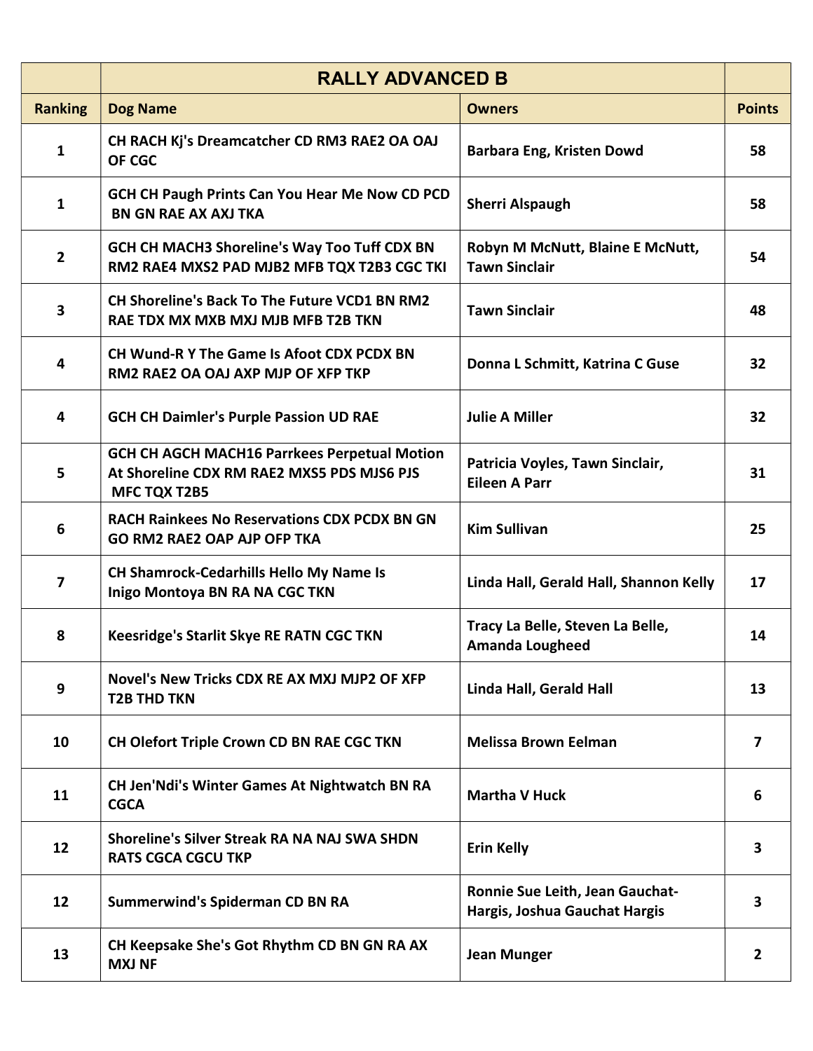| | RALLY ADVANCED B | | |
|---|---|---|---|
| **Ranking** | **Dog Name** | **Owners** | **Points** |
| 1 | CH RACH Kj's Dreamcatcher CD RM3 RAE2 OA OAJ OF CGC | Barbara Eng, Kristen Dowd | 58 |
| 1 | GCH CH Paugh Prints Can You Hear Me Now CD PCD BN GN RAE AX AXJ TKA | Sherri Alspaugh | 58 |
| 2 | GCH CH MACH3 Shoreline's Way Too Tuff CDX BN RM2 RAE4 MXS2 PAD MJB2 MFB TQX T2B3 CGC TKI | Robyn M McNutt, Blaine E McNutt, Tawn Sinclair | 54 |
| 3 | CH Shoreline's Back To The Future VCD1 BN RM2 RAE TDX MX MXB MXJ MJB MFB T2B TKN | Tawn Sinclair | 48 |
| 4 | CH Wund-R Y The Game Is Afoot CDX PCDX BN RM2 RAE2 OA OAJ AXP MJP OF XFP TKP | Donna L Schmitt, Katrina C Guse | 32 |
| 4 | GCH CH Daimler's Purple Passion UD RAE | Julie A Miller | 32 |
| 5 | GCH CH AGCH MACH16 Parrkees Perpetual Motion At Shoreline CDX RM RAE2 MXS5 PDS MJS6 PJS MFC TQX T2B5 | Patricia Voyles, Tawn Sinclair, Eileen A Parr | 31 |
| 6 | RACH Rainkees No Reservations CDX PCDX BN GN GO RM2 RAE2 OAP AJP OFP TKA | Kim Sullivan | 25 |
| 7 | CH Shamrock-Cedarhills Hello My Name Is Inigo Montoya BN RA NA CGC TKN | Linda Hall, Gerald Hall, Shannon Kelly | 17 |
| 8 | Keesridge's Starlit Skye RE RATN CGC TKN | Tracy La Belle, Steven La Belle, Amanda Lougheed | 14 |
| 9 | Novel's New Tricks CDX RE AX MXJ MJP2 OF XFP T2B THD TKN | Linda Hall, Gerald Hall | 13 |
| 10 | CH Olefort Triple Crown CD BN RAE CGC TKN | Melissa Brown Eelman | 7 |
| 11 | CH Jen'Ndi's Winter Games At Nightwatch BN RA CGCA | Martha V Huck | 6 |
| 12 | Shoreline's Silver Streak RA NA NAJ SWA SHDN RATS CGCA CGCU TKP | Erin Kelly | 3 |
| 12 | Summerwind's Spiderman CD BN RA | Ronnie Sue Leith, Jean Gauchat-Hargis, Joshua Gauchat Hargis | 3 |
| 13 | CH Keepsake She's Got Rhythm CD BN GN RA AX MXJ NF | Jean Munger | 2 |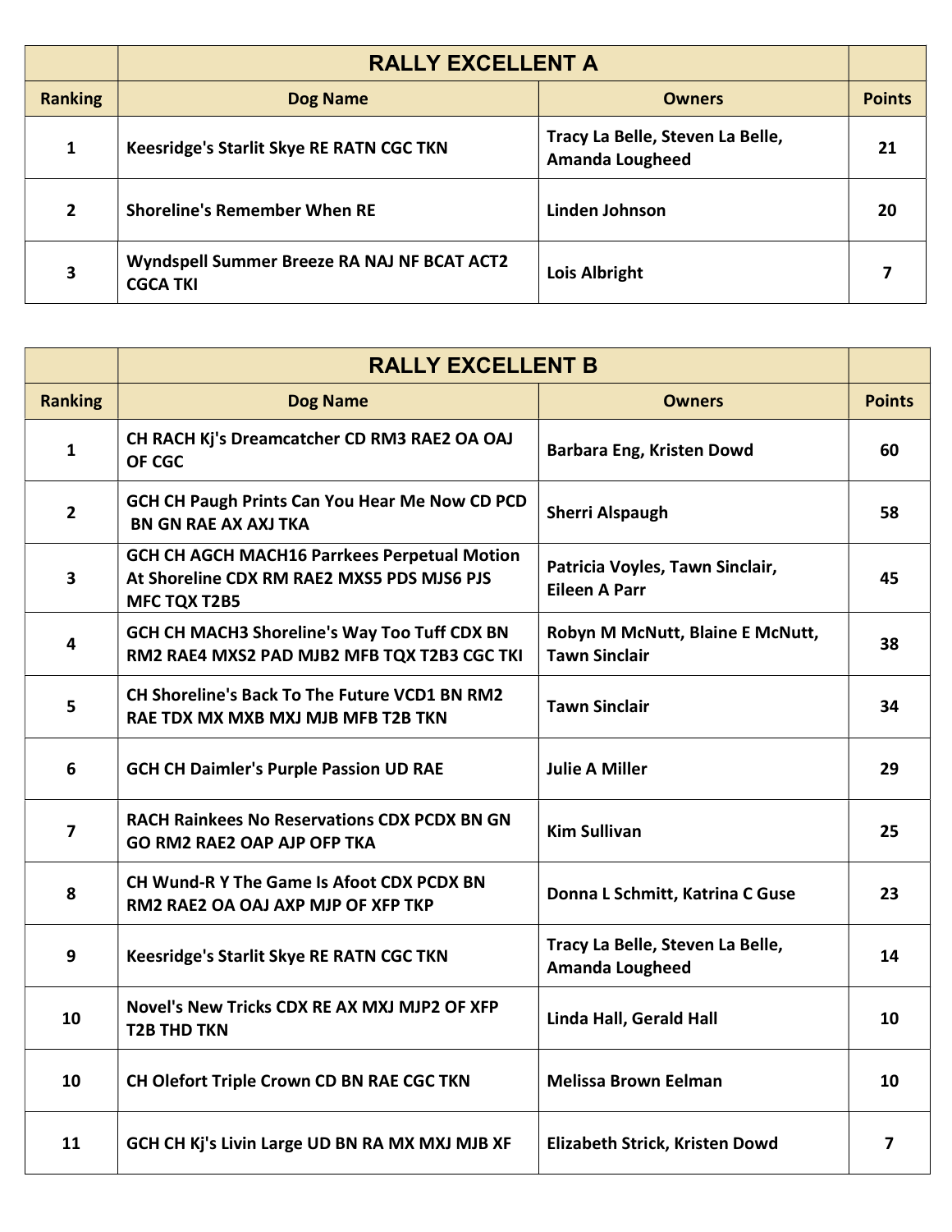| | RALLY EXCELLENT A | | |
|---|---|---|---|
| **Ranking** | **Dog Name** | **Owners** | **Points** |
| 1 | Keesridge's Starlit Skye RE RATN CGC TKN | Tracy La Belle, Steven La Belle, Amanda Lougheed | 21 |
| 2 | Shoreline's Remember When RE | Linden Johnson | 20 |
| 3 | Wyndspell Summer Breeze RA NAJ NF BCAT ACT2 CGCA TKI | Lois Albright | 7 |

| | RALLY EXCELLENT B | | |
|---|---|---|---|
| **Ranking** | **Dog Name** | **Owners** | **Points** |
| 1 | CH RACH Kj's Dreamcatcher CD RM3 RAE2 OA OAJ OF CGC | Barbara Eng, Kristen Dowd | 60 |
| 2 | GCH CH Paugh Prints Can You Hear Me Now CD PCD BN GN RAE AX AXJ TKA | Sherri Alspaugh | 58 |
| 3 | GCH CH AGCH MACH16 Parrkees Perpetual Motion At Shoreline CDX RM RAE2 MXS5 PDS MJS6 PJS MFC TQX T2B5 | Patricia Voyles, Tawn Sinclair, Eileen A Parr | 45 |
| 4 | GCH CH MACH3 Shoreline's Way Too Tuff CDX BN RM2 RAE4 MXS2 PAD MJB2 MFB TQX T2B3 CGC TKI | Robyn M McNutt, Blaine E McNutt, Tawn Sinclair | 38 |
| 5 | CH Shoreline's Back To The Future VCD1 BN RM2 RAE TDX MX MXB MXJ MJB MFB T2B TKN | Tawn Sinclair | 34 |
| 6 | GCH CH Daimler's Purple Passion UD RAE | Julie A Miller | 29 |
| 7 | RACH Rainkees No Reservations CDX PCDX BN GN GO RM2 RAE2 OAP AJP OFP TKA | Kim Sullivan | 25 |
| 8 | CH Wund-R Y The Game Is Afoot CDX PCDX BN RM2 RAE2 OA OAJ AXP MJP OF XFP TKP | Donna L Schmitt, Katrina C Guse | 23 |
| 9 | Keesridge's Starlit Skye RE RATN CGC TKN | Tracy La Belle, Steven La Belle, Amanda Lougheed | 14 |
| 10 | Novel's New Tricks CDX RE AX MXJ MJP2 OF XFP T2B THD TKN | Linda Hall, Gerald Hall | 10 |
| 10 | CH Olefort Triple Crown CD BN RAE CGC TKN | Melissa Brown Eelman | 10 |
| 11 | GCH CH Kj's Livin Large UD BN RA MX MXJ MJB XF | Elizabeth Strick, Kristen Dowd | 7 |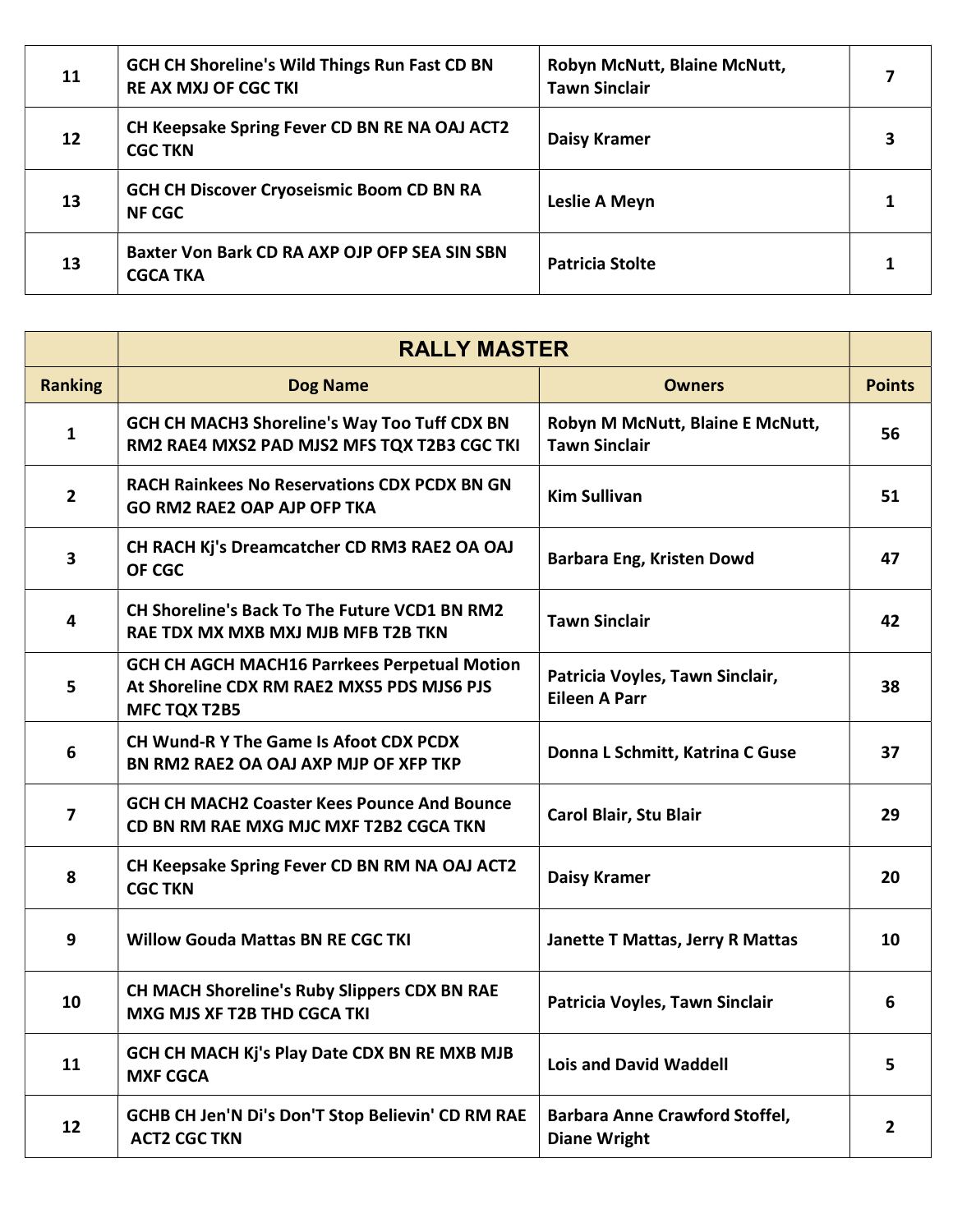| | | | |
|---|---|---|---|
| 11 | GCH CH Shoreline's Wild Things Run Fast CD BN RE AX MXJ OF CGC TKI | Robyn McNutt, Blaine McNutt, Tawn Sinclair | 7 |
| 12 | CH Keepsake Spring Fever CD BN RE NA OAJ ACT2 CGC TKN | Daisy Kramer | 3 |
| 13 | GCH CH Discover Cryoseismic Boom CD BN RA NF CGC | Leslie A Meyn | 1 |
| 13 | Baxter Von Bark CD RA AXP OJP OFP SEA SIN SBN CGCA TKA | Patricia Stolte | 1 |

| | RALLY MASTER | | |
|---|---|---|---|
| **Ranking** | **Dog Name** | **Owners** | **Points** |
| 1 | GCH CH MACH3 Shoreline's Way Too Tuff CDX BN RM2 RAE4 MXS2 PAD MJS2 MFS TQX T2B3 CGC TKI | Robyn M McNutt, Blaine E McNutt, Tawn Sinclair | 56 |
| 2 | RACH Rainkees No Reservations CDX PCDX BN GN GO RM2 RAE2 OAP AJP OFP TKA | Kim Sullivan | 51 |
| 3 | CH RACH Kj's Dreamcatcher CD RM3 RAE2 OA OAJ OF CGC | Barbara Eng, Kristen Dowd | 47 |
| 4 | CH Shoreline's Back To The Future VCD1 BN RM2 RAE TDX MX MXB MXJ MJB MFB T2B TKN | Tawn Sinclair | 42 |
| 5 | GCH CH AGCH MACH16 Parrkees Perpetual Motion At Shoreline CDX RM RAE2 MXS5 PDS MJS6 PJS MFC TQX T2B5 | Patricia Voyles, Tawn Sinclair, Eileen A Parr | 38 |
| 6 | CH Wund-R Y The Game Is Afoot CDX PCDX BN RM2 RAE2 OA OAJ AXP MJP OF XFP TKP | Donna L Schmitt, Katrina C Guse | 37 |
| 7 | GCH CH MACH2 Coaster Kees Pounce And Bounce CD BN RM RAE MXG MJC MXF T2B2 CGCA TKN | Carol Blair, Stu Blair | 29 |
| 8 | CH Keepsake Spring Fever CD BN RM NA OAJ ACT2 CGC TKN | Daisy Kramer | 20 |
| 9 | Willow Gouda Mattas BN RE CGC TKI | Janette T Mattas, Jerry R Mattas | 10 |
| 10 | CH MACH Shoreline's Ruby Slippers CDX BN RAE MXG MJS XF T2B THD CGCA TKI | Patricia Voyles, Tawn Sinclair | 6 |
| 11 | GCH CH MACH Kj's Play Date CDX BN RE MXB MJB MXF CGCA | Lois and David Waddell | 5 |
| 12 | GCHB CH Jen'N Di's Don'T Stop Believin' CD RM RAE ACT2 CGC TKN | Barbara Anne Crawford Stoffel, Diane Wright | 2 |